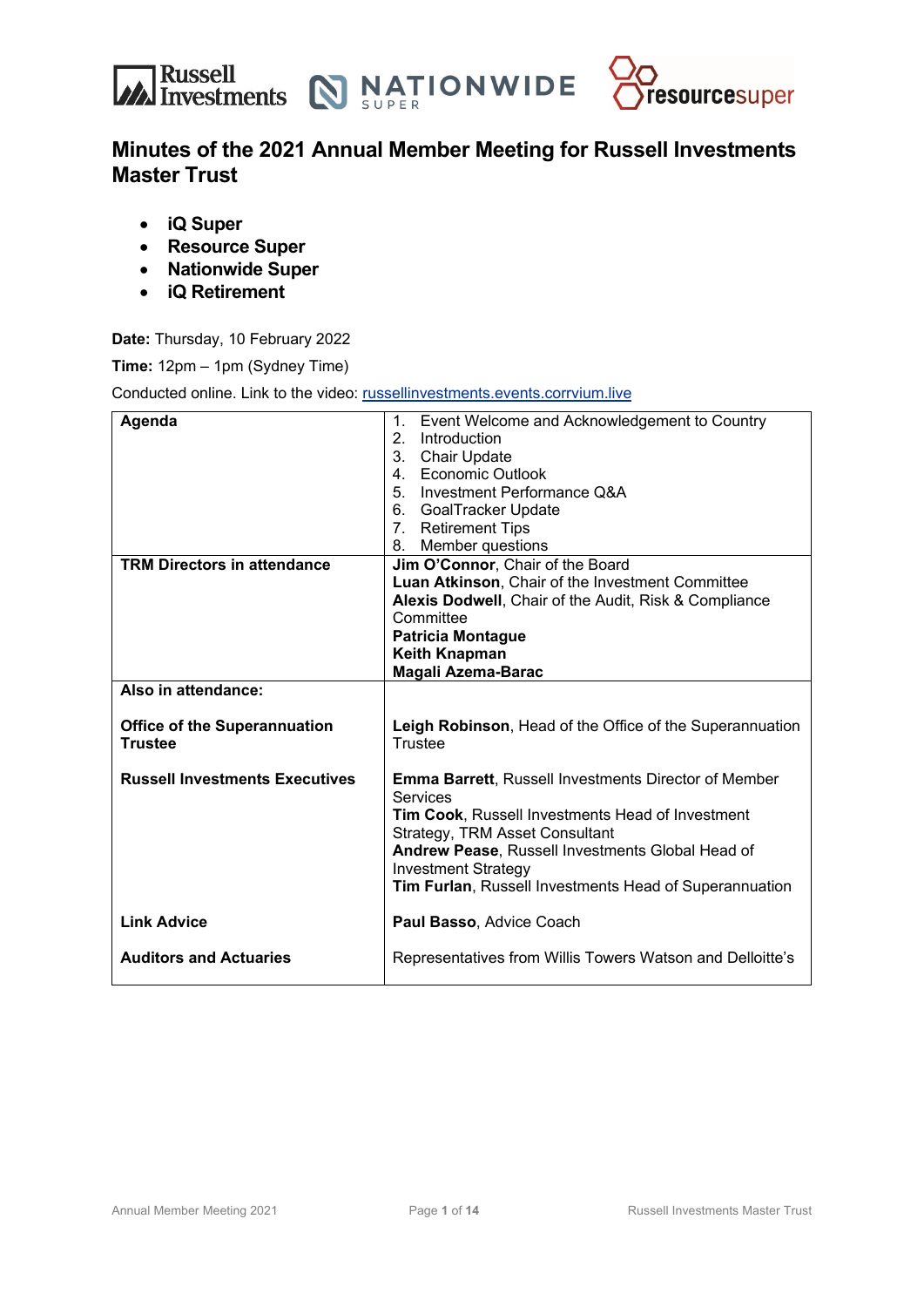# Minutes of the 2021 Annual Member Meeting for Russell Investments Master Trust

- **iQ Super**
- **Resource Super**
- **Nationwide Super**
- **iQ Retirement**

**Date:** Thursday, 10 February 2022

**Time:** 12pm – 1pm (Sydney Time)

Conducted online. Link to the video: russellinvestments.events.corrvium.live

| | |
|---|---|
| **Agenda** | 1. Event Welcome and Acknowledgement to Country<br>2. Introduction<br>3. Chair Update<br>4. Economic Outlook<br>5. Investment Performance Q&A<br>6. GoalTracker Update<br>7. Retirement Tips<br>8. Member questions |
| **TRM Directors in attendance** | **Jim O'Connor**, Chair of the Board<br>**Luan Atkinson**, Chair of the Investment Committee<br>**Alexis Dodwell**, Chair of the Audit, Risk & Compliance Committee<br>**Patricia Montague**<br>**Keith Knapman**<br>**Magali Azema-Barac** |
| **Also in attendance:** | |
| **Office of the Superannuation Trustee** | **Leigh Robinson**, Head of the Office of the Superannuation Trustee |
| **Russell Investments Executives** | **Emma Barrett**, Russell Investments Director of Member Services<br>**Tim Cook**, Russell Investments Head of Investment Strategy, TRM Asset Consultant<br>**Andrew Pease**, Russell Investments Global Head of Investment Strategy<br>**Tim Furlan**, Russell Investments Head of Superannuation |
| **Link Advice** | **Paul Basso**, Advice Coach |
| **Auditors and Actuaries** | Representatives from Willis Towers Watson and Delloitte's |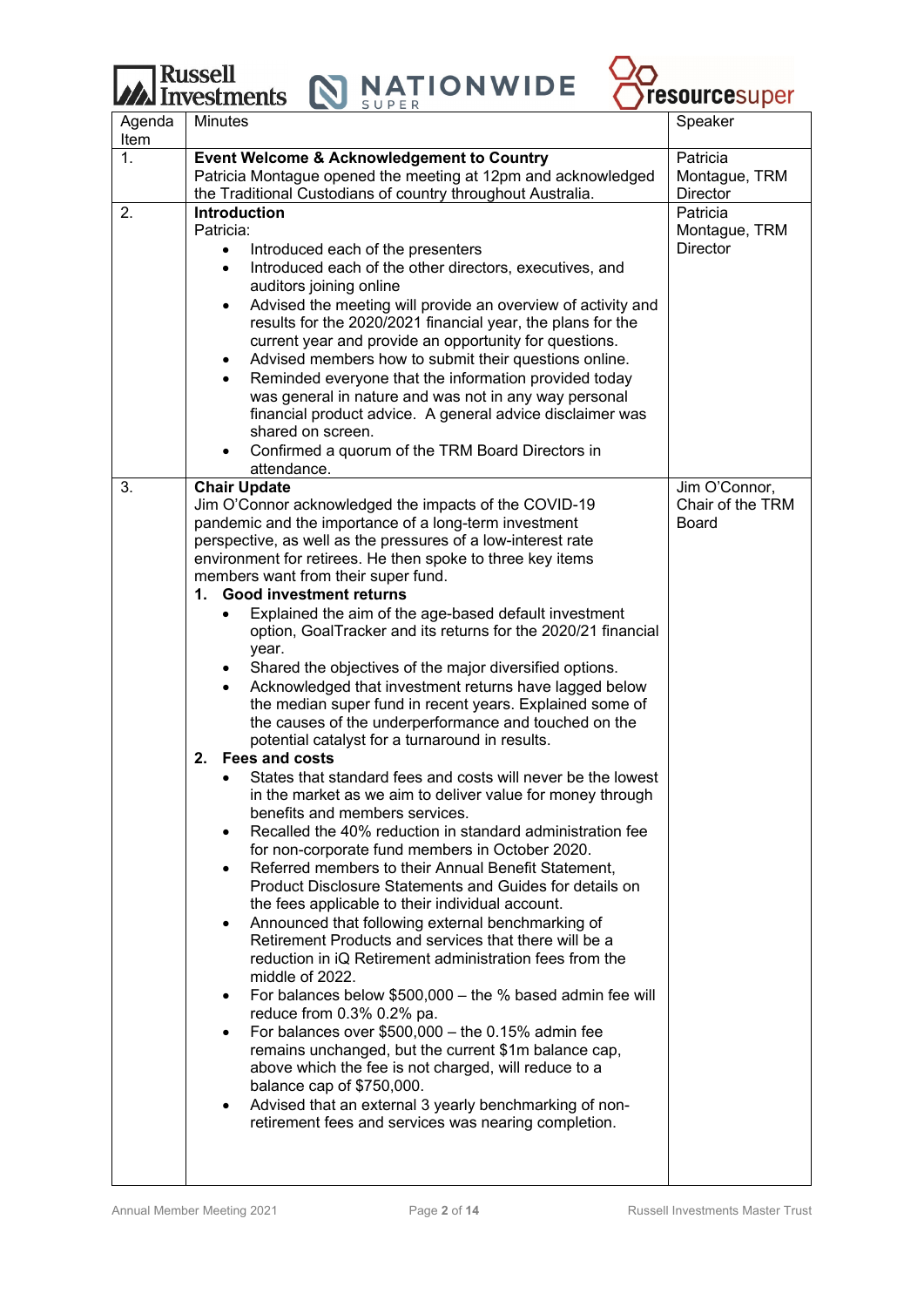| Agenda Item | Minutes | Speaker |
|---|---|---|
| 1. | **Event Welcome & Acknowledgement to Country**<br>Patricia Montague opened the meeting at 12pm and acknowledged the Traditional Custodians of country throughout Australia. | Patricia Montague, TRM Director |
| 2. | **Introduction**<br>Patricia:<br>• Introduced each of the presenters<br>• Introduced each of the other directors, executives, and auditors joining online<br>• Advised the meeting will provide an overview of activity and results for the 2020/2021 financial year, the plans for the current year and provide an opportunity for questions.<br>• Advised members how to submit their questions online.<br>• Reminded everyone that the information provided today was general in nature and was not in any way personal financial product advice. A general advice disclaimer was shared on screen.<br>• Confirmed a quorum of the TRM Board Directors in attendance. | Patricia Montague, TRM Director |
| 3. | **Chair Update**<br>Jim O'Connor acknowledged the impacts of the COVID-19 pandemic and the importance of a long-term investment perspective, as well as the pressures of a low-interest rate environment for retirees. He then spoke to three key items members want from their super fund.<br>**1. Good investment returns**<br>• Explained the aim of the age-based default investment option, GoalTracker and its returns for the 2020/21 financial year.<br>• Shared the objectives of the major diversified options.<br>• Acknowledged that investment returns have lagged below the median super fund in recent years. Explained some of the causes of the underperformance and touched on the potential catalyst for a turnaround in results.<br>**2. Fees and costs**<br>• States that standard fees and costs will never be the lowest in the market as we aim to deliver value for money through benefits and members services.<br>• Recalled the 40% reduction in standard administration fee for non-corporate fund members in October 2020.<br>• Referred members to their Annual Benefit Statement, Product Disclosure Statements and Guides for details on the fees applicable to their individual account.<br>• Announced that following external benchmarking of Retirement Products and services that there will be a reduction in iQ Retirement administration fees from the middle of 2022.<br>• For balances below $500,000 – the % based admin fee will reduce from 0.3% 0.2% pa.<br>• For balances over $500,000 – the 0.15% admin fee remains unchanged, but the current $1m balance cap, above which the fee is not charged, will reduce to a balance cap of $750,000.<br>• Advised that an external 3 yearly benchmarking of non-retirement fees and services was nearing completion. | Jim O'Connor, Chair of the TRM Board |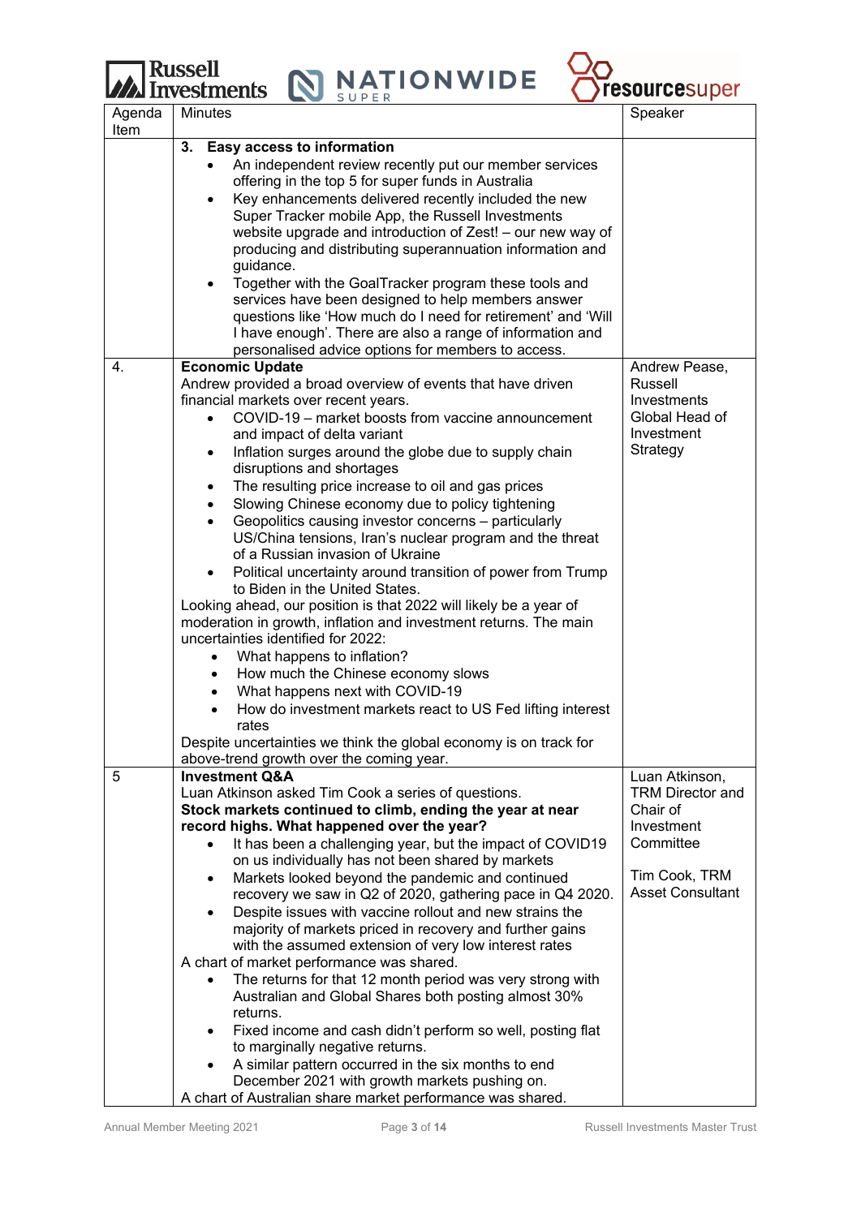| Agenda Item | Minutes | Speaker |
|---|---|---|
| | **3. Easy access to information**<br>• An independent review recently put our member services offering in the top 5 for super funds in Australia<br>• Key enhancements delivered recently included the new Super Tracker mobile App, the Russell Investments website upgrade and introduction of Zest! – our new way of producing and distributing superannuation information and guidance.<br>• Together with the GoalTracker program these tools and services have been designed to help members answer questions like 'How much do I need for retirement' and 'Will I have enough'. There are also a range of information and personalised advice options for members to access. | |
| 4. | **Economic Update**<br>Andrew provided a broad overview of events that have driven financial markets over recent years.<br>• COVID-19 – market boosts from vaccine announcement and impact of delta variant<br>• Inflation surges around the globe due to supply chain disruptions and shortages<br>• The resulting price increase to oil and gas prices<br>• Slowing Chinese economy due to policy tightening<br>• Geopolitics causing investor concerns – particularly US/China tensions, Iran's nuclear program and the threat of a Russian invasion of Ukraine<br>• Political uncertainty around transition of power from Trump to Biden in the United States.<br>Looking ahead, our position is that 2022 will likely be a year of moderation in growth, inflation and investment returns. The main uncertainties identified for 2022:<br>• What happens to inflation?<br>• How much the Chinese economy slows<br>• What happens next with COVID-19<br>• How do investment markets react to US Fed lifting interest rates<br>Despite uncertainties we think the global economy is on track for above-trend growth over the coming year. | Andrew Pease, Russell Investments Global Head of Investment Strategy |
| 5 | **Investment Q&A**<br>Luan Atkinson asked Tim Cook a series of questions.<br>**Stock markets continued to climb, ending the year at near record highs. What happened over the year?**<br>• It has been a challenging year, but the impact of COVID19 on us individually has not been shared by markets<br>• Markets looked beyond the pandemic and continued recovery we saw in Q2 of 2020, gathering pace in Q4 2020.<br>• Despite issues with vaccine rollout and new strains the majority of markets priced in recovery and further gains with the assumed extension of very low interest rates<br>A chart of market performance was shared.<br>• The returns for that 12 month period was very strong with Australian and Global Shares both posting almost 30% returns.<br>• Fixed income and cash didn't perform so well, posting flat to marginally negative returns.<br>• A similar pattern occurred in the six months to end December 2021 with growth markets pushing on.<br>A chart of Australian share market performance was shared. | Luan Atkinson, TRM Director and Chair of Investment Committee<br><br>Tim Cook, TRM Asset Consultant |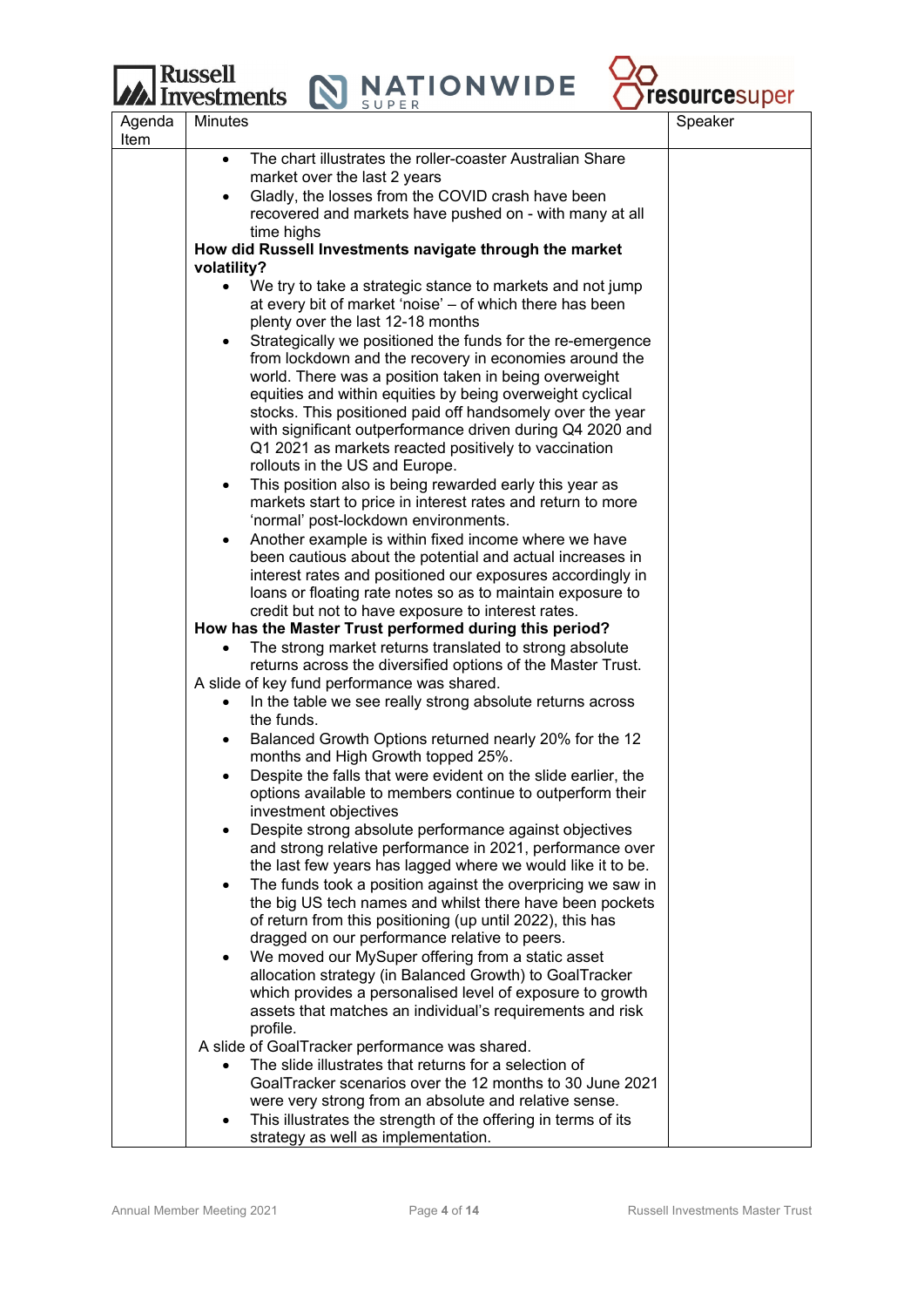| Agenda Item | Minutes | Speaker |
|---|---|---|
| | • The chart illustrates the roller-coaster Australian Share market over the last 2 years<br>• Gladly, the losses from the COVID crash have been recovered and markets have pushed on - with many at all time highs<br>**How did Russell Investments navigate through the market volatility?**<br>• We try to take a strategic stance to markets and not jump at every bit of market 'noise' – of which there has been plenty over the last 12-18 months<br>• Strategically we positioned the funds for the re-emergence from lockdown and the recovery in economies around the world. There was a position taken in being overweight equities and within equities by being overweight cyclical stocks. This positioned paid off handsomely over the year with significant outperformance driven during Q4 2020 and Q1 2021 as markets reacted positively to vaccination rollouts in the US and Europe.<br>• This position also is being rewarded early this year as markets start to price in interest rates and return to more 'normal' post-lockdown environments.<br>• Another example is within fixed income where we have been cautious about the potential and actual increases in interest rates and positioned our exposures accordingly in loans or floating rate notes so as to maintain exposure to credit but not to have exposure to interest rates.<br>**How has the Master Trust performed during this period?**<br>• The strong market returns translated to strong absolute returns across the diversified options of the Master Trust.<br>A slide of key fund performance was shared.<br>• In the table we see really strong absolute returns across the funds.<br>• Balanced Growth Options returned nearly 20% for the 12 months and High Growth topped 25%.<br>• Despite the falls that were evident on the slide earlier, the options available to members continue to outperform their investment objectives<br>• Despite strong absolute performance against objectives and strong relative performance in 2021, performance over the last few years has lagged where we would like it to be.<br>• The funds took a position against the overpricing we saw in the big US tech names and whilst there have been pockets of return from this positioning (up until 2022), this has dragged on our performance relative to peers.<br>• We moved our MySuper offering from a static asset allocation strategy (in Balanced Growth) to GoalTracker which provides a personalised level of exposure to growth assets that matches an individual's requirements and risk profile.<br>A slide of GoalTracker performance was shared.<br>• The slide illustrates that returns for a selection of GoalTracker scenarios over the 12 months to 30 June 2021 were very strong from an absolute and relative sense.<br>• This illustrates the strength of the offering in terms of its strategy as well as implementation. | |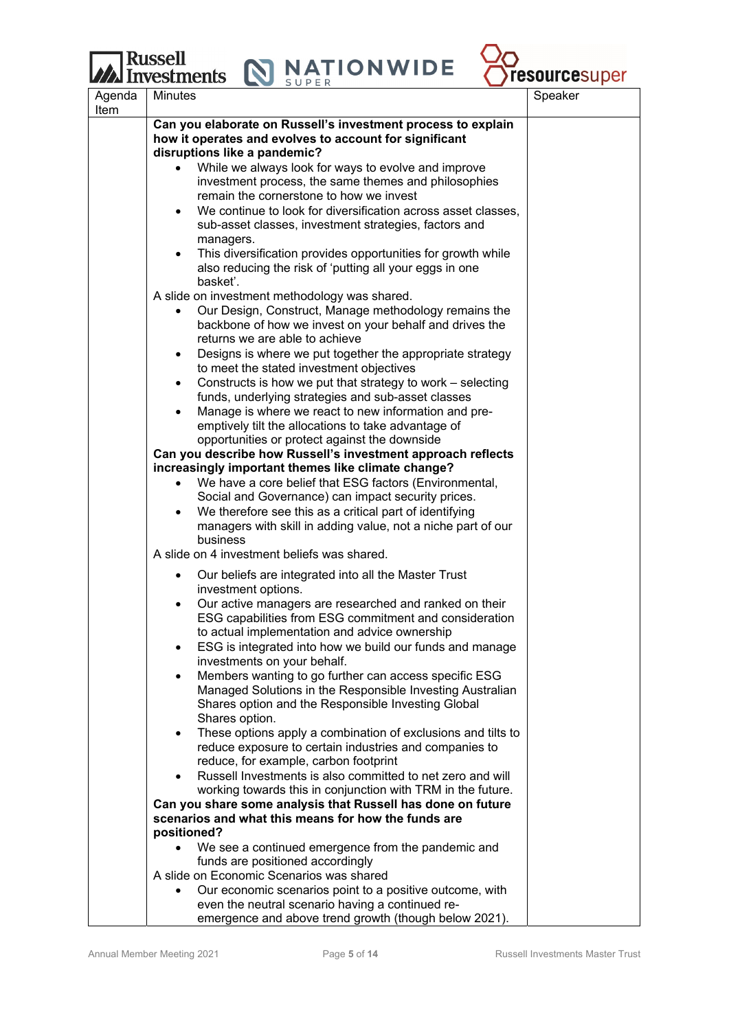| Agenda Item | Minutes | Speaker |
| --- | --- | --- |
| | **Can you elaborate on Russell's investment process to explain how it operates and evolves to account for significant disruptions like a pandemic?**<br>• While we always look for ways to evolve and improve investment process, the same themes and philosophies remain the cornerstone to how we invest<br>• We continue to look for diversification across asset classes, sub-asset classes, investment strategies, factors and managers.<br>• This diversification provides opportunities for growth while also reducing the risk of 'putting all your eggs in one basket'.<br>A slide on investment methodology was shared.<br>• Our Design, Construct, Manage methodology remains the backbone of how we invest on your behalf and drives the returns we are able to achieve<br>• Designs is where we put together the appropriate strategy to meet the stated investment objectives<br>• Constructs is how we put that strategy to work – selecting funds, underlying strategies and sub-asset classes<br>• Manage is where we react to new information and pre-emptively tilt the allocations to take advantage of opportunities or protect against the downside<br>**Can you describe how Russell's investment approach reflects increasingly important themes like climate change?**<br>• We have a core belief that ESG factors (Environmental, Social and Governance) can impact security prices.<br>• We therefore see this as a critical part of identifying managers with skill in adding value, not a niche part of our business<br>A slide on 4 investment beliefs was shared.<br>• Our beliefs are integrated into all the Master Trust investment options.<br>• Our active managers are researched and ranked on their ESG capabilities from ESG commitment and consideration to actual implementation and advice ownership<br>• ESG is integrated into how we build our funds and manage investments on your behalf.<br>• Members wanting to go further can access specific ESG Managed Solutions in the Responsible Investing Australian Shares option and the Responsible Investing Global Shares option.<br>• These options apply a combination of exclusions and tilts to reduce exposure to certain industries and companies to reduce, for example, carbon footprint<br>• Russell Investments is also committed to net zero and will working towards this in conjunction with TRM in the future.<br>**Can you share some analysis that Russell has done on future scenarios and what this means for how the funds are positioned?**<br>• We see a continued emergence from the pandemic and funds are positioned accordingly<br>A slide on Economic Scenarios was shared<br>• Our economic scenarios point to a positive outcome, with even the neutral scenario having a continued re-emergence and above trend growth (though below 2021). | |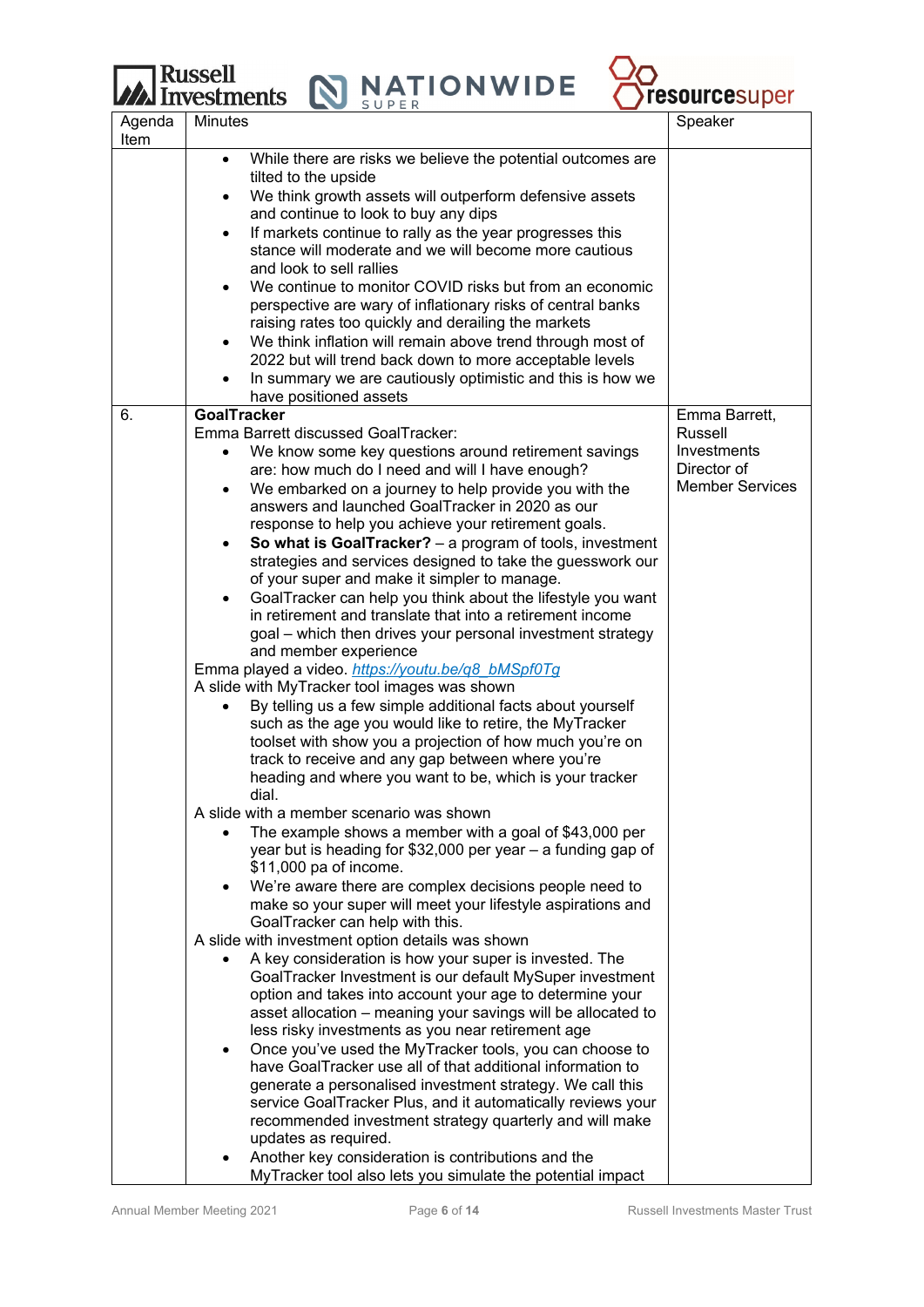| Agenda Item | Minutes | Speaker |
|---|---|---|
| | • While there are risks we believe the potential outcomes are tilted to the upside<br>• We think growth assets will outperform defensive assets and continue to look to buy any dips<br>• If markets continue to rally as the year progresses this stance will moderate and we will become more cautious and look to sell rallies<br>• We continue to monitor COVID risks but from an economic perspective are wary of inflationary risks of central banks raising rates too quickly and derailing the markets<br>• We think inflation will remain above trend through most of 2022 but will trend back down to more acceptable levels<br>• In summary we are cautiously optimistic and this is how we have positioned assets | |
| 6. | **GoalTracker**<br>Emma Barrett discussed GoalTracker:<br>• We know some key questions around retirement savings are: how much do I need and will I have enough?<br>• We embarked on a journey to help provide you with the answers and launched GoalTracker in 2020 as our response to help you achieve your retirement goals.<br>• **So what is GoalTracker?** – a program of tools, investment strategies and services designed to take the guesswork our of your super and make it simpler to manage.<br>• GoalTracker can help you think about the lifestyle you want in retirement and translate that into a retirement income goal – which then drives your personal investment strategy and member experience<br>Emma played a video. *https://youtu.be/q8_bMSpf0Tg*<br>A slide with MyTracker tool images was shown<br>• By telling us a few simple additional facts about yourself such as the age you would like to retire, the MyTracker toolset with show you a projection of how much you're on track to receive and any gap between where you're heading and where you want to be, which is your tracker dial.<br>A slide with a member scenario was shown<br>• The example shows a member with a goal of $43,000 per year but is heading for $32,000 per year – a funding gap of $11,000 pa of income.<br>• We're aware there are complex decisions people need to make so your super will meet your lifestyle aspirations and GoalTracker can help with this.<br>A slide with investment option details was shown<br>• A key consideration is how your super is invested. The GoalTracker Investment is our default MySuper investment option and takes into account your age to determine your asset allocation – meaning your savings will be allocated to less risky investments as you near retirement age<br>• Once you've used the MyTracker tools, you can choose to have GoalTracker use all of that additional information to generate a personalised investment strategy. We call this service GoalTracker Plus, and it automatically reviews your recommended investment strategy quarterly and will make updates as required.<br>• Another key consideration is contributions and the MyTracker tool also lets you simulate the potential impact | Emma Barrett, Russell Investments Director of Member Services |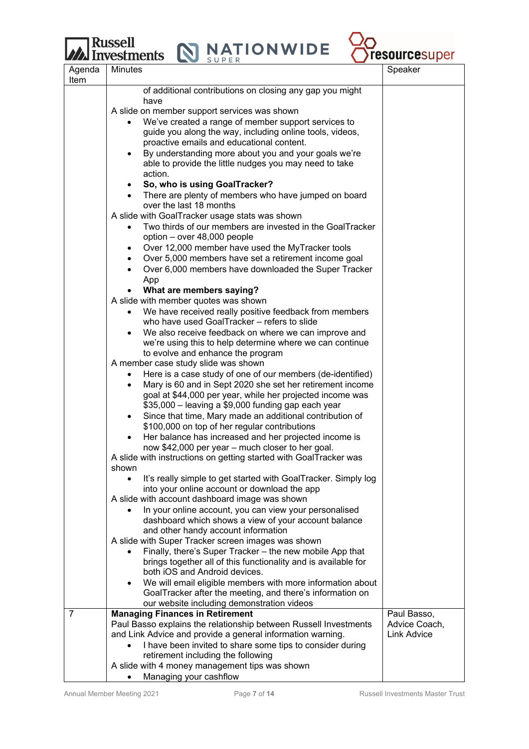| Agenda Item | Minutes | Speaker |
|---|---|---|
| | of additional contributions on closing any gap you might have<br>A slide on member support services was shown<br>• We've created a range of member support services to guide you along the way, including online tools, videos, proactive emails and educational content.<br>• By understanding more about you and your goals we're able to provide the little nudges you may need to take action.<br>• **So, who is using GoalTracker?**<br>• There are plenty of members who have jumped on board over the last 18 months<br>A slide with GoalTracker usage stats was shown<br>• Two thirds of our members are invested in the GoalTracker option – over 48,000 people<br>• Over 12,000 member have used the MyTracker tools<br>• Over 5,000 members have set a retirement income goal<br>• Over 6,000 members have downloaded the Super Tracker App<br>• **What are members saying?**<br>A slide with member quotes was shown<br>• We have received really positive feedback from members who have used GoalTracker – refers to slide<br>• We also receive feedback on where we can improve and we're using this to help determine where we can continue to evolve and enhance the program<br>A member case study slide was shown<br>• Here is a case study of one of our members (de-identified)<br>• Mary is 60 and in Sept 2020 she set her retirement income goal at $44,000 per year, while her projected income was $35,000 – leaving a $9,000 funding gap each year<br>• Since that time, Mary made an additional contribution of $100,000 on top of her regular contributions<br>• Her balance has increased and her projected income is now $42,000 per year – much closer to her goal.<br>A slide with instructions on getting started with GoalTracker was shown<br>• It's really simple to get started with GoalTracker. Simply log into your online account or download the app<br>A slide with account dashboard image was shown<br>• In your online account, you can view your personalised dashboard which shows a view of your account balance and other handy account information<br>A slide with Super Tracker screen images was shown<br>• Finally, there's Super Tracker – the new mobile App that brings together all of this functionality and is available for both iOS and Android devices.<br>• We will email eligible members with more information about GoalTracker after the meeting, and there's information on our website including demonstration videos | |
| 7 | **Managing Finances in Retirement**<br>Paul Basso explains the relationship between Russell Investments and Link Advice and provide a general information warning.<br>• I have been invited to share some tips to consider during retirement including the following<br>A slide with 4 money management tips was shown<br>• Managing your cashflow | Paul Basso, Advice Coach, Link Advice |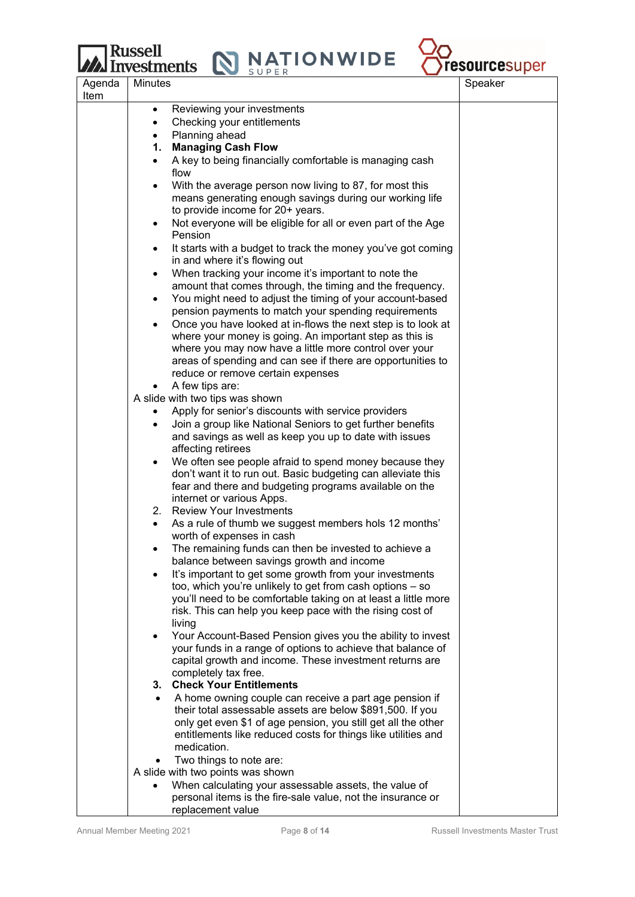| Agenda Item | Minutes | Speaker |
|---|---|---|
| | • Reviewing your investments<br>• Checking your entitlements<br>• Planning ahead<br>**1. Managing Cash Flow**<br>• A key to being financially comfortable is managing cash flow<br>• With the average person now living to 87, for most this means generating enough savings during our working life to provide income for 20+ years.<br>• Not everyone will be eligible for all or even part of the Age Pension<br>• It starts with a budget to track the money you've got coming in and where it's flowing out<br>• When tracking your income it's important to note the amount that comes through, the timing and the frequency.<br>• You might need to adjust the timing of your account-based pension payments to match your spending requirements<br>• Once you have looked at in-flows the next step is to look at where your money is going. An important step as this is where you may now have a little more control over your areas of spending and can see if there are opportunities to reduce or remove certain expenses<br>• A few tips are:<br>A slide with two tips was shown<br>• Apply for senior's discounts with service providers<br>• Join a group like National Seniors to get further benefits and savings as well as keep you up to date with issues affecting retirees<br>• We often see people afraid to spend money because they don't want it to run out. Basic budgeting can alleviate this fear and there and budgeting programs available on the internet or various Apps.<br>2. Review Your Investments<br>• As a rule of thumb we suggest members hols 12 months' worth of expenses in cash<br>• The remaining funds can then be invested to achieve a balance between savings growth and income<br>• It's important to get some growth from your investments too, which you're unlikely to get from cash options – so you'll need to be comfortable taking on at least a little more risk. This can help you keep pace with the rising cost of living<br>• Your Account-Based Pension gives you the ability to invest your funds in a range of options to achieve that balance of capital growth and income. These investment returns are completely tax free.<br>**3. Check Your Entitlements**<br>• A home owning couple can receive a part age pension if their total assessable assets are below $891,500. If you only get even $1 of age pension, you still get all the other entitlements like reduced costs for things like utilities and medication.<br>• Two things to note are:<br>A slide with two points was shown<br>• When calculating your assessable assets, the value of personal items is the fire-sale value, not the insurance or replacement value | |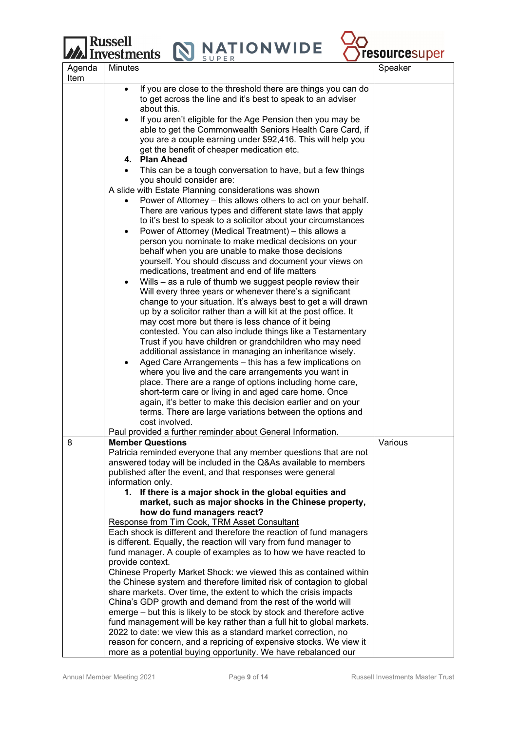| Agenda Item | Minutes | Speaker |
|---|---|---|
| | • If you are close to the threshold there are things you can do to get across the line and it's best to speak to an adviser about this.<br>• If you aren't eligible for the Age Pension then you may be able to get the Commonwealth Seniors Health Care Card, if you are a couple earning under $92,416. This will help you get the benefit of cheaper medication etc.<br>**4. Plan Ahead**<br>• This can be a tough conversation to have, but a few things you should consider are:<br>A slide with Estate Planning considerations was shown<br>• Power of Attorney – this allows others to act on your behalf. There are various types and different state laws that apply to it's best to speak to a solicitor about your circumstances<br>• Power of Attorney (Medical Treatment) – this allows a person you nominate to make medical decisions on your behalf when you are unable to make those decisions yourself. You should discuss and document your views on medications, treatment and end of life matters<br>• Wills – as a rule of thumb we suggest people review their Will every three years or whenever there's a significant change to your situation. It's always best to get a will drawn up by a solicitor rather than a will kit at the post office. It may cost more but there is less chance of it being contested. You can also include things like a Testamentary Trust if you have children or grandchildren who may need additional assistance in managing an inheritance wisely.<br>• Aged Care Arrangements – this has a few implications on where you live and the care arrangements you want in place. There are a range of options including home care, short-term care or living in and aged care home. Once again, it's better to make this decision earlier and on your terms. There are large variations between the options and cost involved.<br>Paul provided a further reminder about General Information. | |
| 8 | **Member Questions**<br>Patricia reminded everyone that any member questions that are not answered today will be included in the Q&As available to members published after the event, and that responses were general information only.<br>**1. If there is a major shock in the global equities and market, such as major shocks in the Chinese property, how do fund managers react?**<br><u>Response from Tim Cook, TRM Asset Consultant</u><br>Each shock is different and therefore the reaction of fund managers is different. Equally, the reaction will vary from fund manager to fund manager. A couple of examples as to how we have reacted to provide context.<br>Chinese Property Market Shock: we viewed this as contained within the Chinese system and therefore limited risk of contagion to global share markets. Over time, the extent to which the crisis impacts China's GDP growth and demand from the rest of the world will emerge – but this is likely to be stock by stock and therefore active fund management will be key rather than a full hit to global markets.<br>2022 to date: we view this as a standard market correction, no reason for concern, and a repricing of expensive stocks. We view it more as a potential buying opportunity. We have rebalanced our | Various |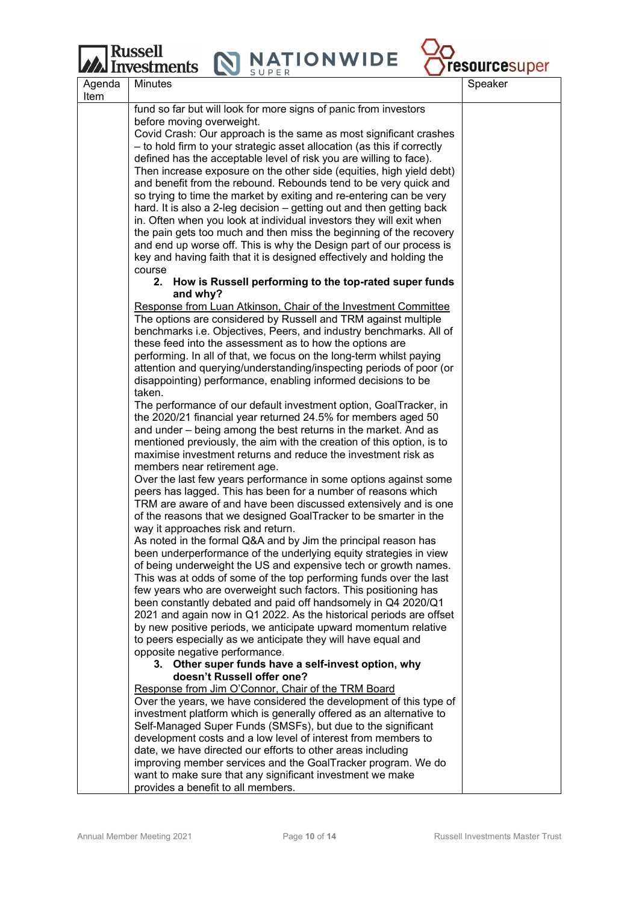| Agenda Item | Minutes | Speaker |
|---|---|---|
| | fund so far but will look for more signs of panic from investors before moving overweight.<br>Covid Crash: Our approach is the same as most significant crashes – to hold firm to your strategic asset allocation (as this if correctly defined has the acceptable level of risk you are willing to face). Then increase exposure on the other side (equities, high yield debt) and benefit from the rebound. Rebounds tend to be very quick and so trying to time the market by exiting and re-entering can be very hard. It is also a 2-leg decision – getting out and then getting back in. Often when you look at individual investors they will exit when the pain gets too much and then miss the beginning of the recovery and end up worse off. This is why the Design part of our process is key and having faith that it is designed effectively and holding the course<br>**2. How is Russell performing to the top-rated super funds and why?**<br><u>Response from Luan Atkinson, Chair of the Investment Committee</u><br>The options are considered by Russell and TRM against multiple benchmarks i.e. Objectives, Peers, and industry benchmarks. All of these feed into the assessment as to how the options are performing. In all of that, we focus on the long-term whilst paying attention and querying/understanding/inspecting periods of poor (or disappointing) performance, enabling informed decisions to be taken.<br>The performance of our default investment option, GoalTracker, in the 2020/21 financial year returned 24.5% for members aged 50 and under – being among the best returns in the market. And as mentioned previously, the aim with the creation of this option, is to maximise investment returns and reduce the investment risk as members near retirement age.<br>Over the last few years performance in some options against some peers has lagged. This has been for a number of reasons which TRM are aware of and have been discussed extensively and is one of the reasons that we designed GoalTracker to be smarter in the way it approaches risk and return.<br>As noted in the formal Q&A and by Jim the principal reason has been underperformance of the underlying equity strategies in view of being underweight the US and expensive tech or growth names. This was at odds of some of the top performing funds over the last few years who are overweight such factors. This positioning has been constantly debated and paid off handsomely in Q4 2020/Q1 2021 and again now in Q1 2022. As the historical periods are offset by new positive periods, we anticipate upward momentum relative to peers especially as we anticipate they will have equal and opposite negative performance.<br>**3. Other super funds have a self-invest option, why doesn't Russell offer one?**<br><u>Response from Jim O'Connor, Chair of the TRM Board</u><br>Over the years, we have considered the development of this type of investment platform which is generally offered as an alternative to Self-Managed Super Funds (SMSFs), but due to the significant development costs and a low level of interest from members to date, we have directed our efforts to other areas including improving member services and the GoalTracker program. We do want to make sure that any significant investment we make provides a benefit to all members. | |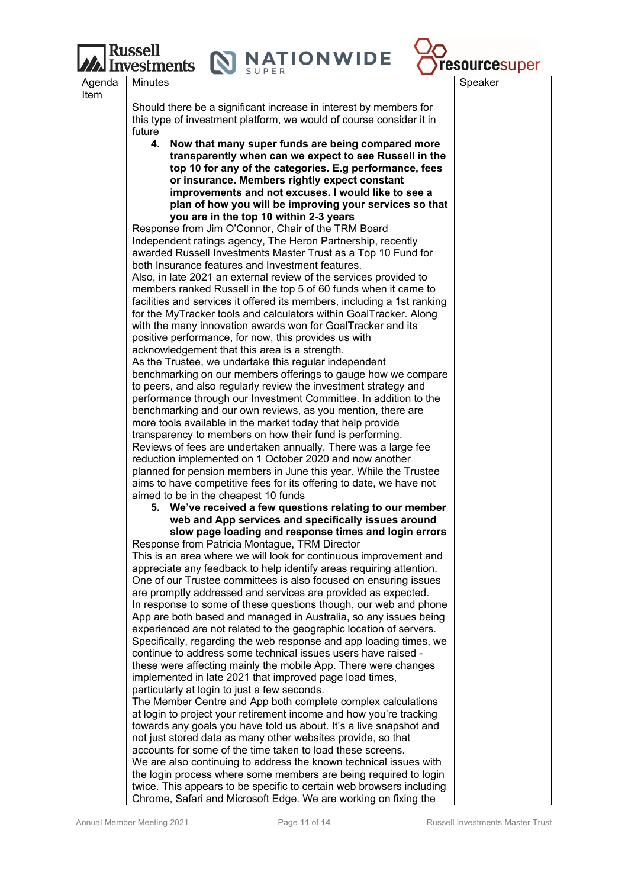| Agenda Item | Minutes | Speaker |
|---|---|---|
| | Should there be a significant increase in interest by members for this type of investment platform, we would of course consider it in future<br><br>**4. Now that many super funds are being compared more transparently when can we expect to see Russell in the top 10 for any of the categories. E.g performance, fees or insurance. Members rightly expect constant improvements and not excuses. I would like to see a plan of how you will be improving your services so that you are in the top 10 within 2-3 years**<br><br><u>Response from Jim O'Connor, Chair of the TRM Board</u><br>Independent ratings agency, The Heron Partnership, recently awarded Russell Investments Master Trust as a Top 10 Fund for both Insurance features and Investment features.<br>Also, in late 2021 an external review of the services provided to members ranked Russell in the top 5 of 60 funds when it came to facilities and services it offered its members, including a 1st ranking for the MyTracker tools and calculators within GoalTracker. Along with the many innovation awards won for GoalTracker and its positive performance, for now, this provides us with acknowledgement that this area is a strength.<br>As the Trustee, we undertake this regular independent benchmarking on our members offerings to gauge how we compare to peers, and also regularly review the investment strategy and performance through our Investment Committee. In addition to the benchmarking and our own reviews, as you mention, there are more tools available in the market today that help provide transparency to members on how their fund is performing.<br>Reviews of fees are undertaken annually. There was a large fee reduction implemented on 1 October 2020 and now another planned for pension members in June this year. While the Trustee aims to have competitive fees for its offering to date, we have not aimed to be in the cheapest 10 funds<br><br>**5. We've received a few questions relating to our member web and App services and specifically issues around slow page loading and response times and login errors**<br><br><u>Response from Patricia Montague, TRM Director</u><br>This is an area where we will look for continuous improvement and appreciate any feedback to help identify areas requiring attention. One of our Trustee committees is also focused on ensuring issues are promptly addressed and services are provided as expected.<br>In response to some of these questions though, our web and phone App are both based and managed in Australia, so any issues being experienced are not related to the geographic location of servers.<br>Specifically, regarding the web response and app loading times, we continue to address some technical issues users have raised - these were affecting mainly the mobile App. There were changes implemented in late 2021 that improved page load times, particularly at login to just a few seconds.<br>The Member Centre and App both complete complex calculations at login to project your retirement income and how you're tracking towards any goals you have told us about. It's a live snapshot and not just stored data as many other websites provide, so that accounts for some of the time taken to load these screens.<br>We are also continuing to address the known technical issues with the login process where some members are being required to login twice. This appears to be specific to certain web browsers including Chrome, Safari and Microsoft Edge. We are working on fixing the | |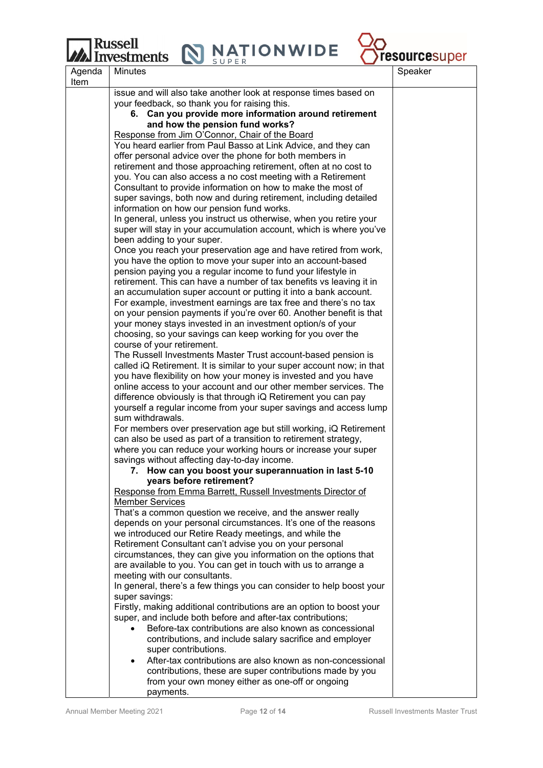| Agenda Item | Minutes | Speaker |
|---|---|---|
| | issue and will also take another look at response times based on your feedback, so thank you for raising this.<br>**6. Can you provide more information around retirement and how the pension fund works?**<br>Response from Jim O'Connor, Chair of the Board<br>You heard earlier from Paul Basso at Link Advice, and they can offer personal advice over the phone for both members in retirement and those approaching retirement, often at no cost to you. You can also access a no cost meeting with a Retirement Consultant to provide information on how to make the most of super savings, both now and during retirement, including detailed information on how our pension fund works.<br>In general, unless you instruct us otherwise, when you retire your super will stay in your accumulation account, which is where you've been adding to your super.<br>Once you reach your preservation age and have retired from work, you have the option to move your super into an account-based pension paying you a regular income to fund your lifestyle in retirement. This can have a number of tax benefits vs leaving it in an accumulation super account or putting it into a bank account. For example, investment earnings are tax free and there's no tax on your pension payments if you're over 60. Another benefit is that your money stays invested in an investment option/s of your choosing, so your savings can keep working for you over the course of your retirement.<br>The Russell Investments Master Trust account-based pension is called iQ Retirement. It is similar to your super account now; in that you have flexibility on how your money is invested and you have online access to your account and our other member services. The difference obviously is that through iQ Retirement you can pay yourself a regular income from your super savings and access lump sum withdrawals.<br>For members over preservation age but still working, iQ Retirement can also be used as part of a transition to retirement strategy, where you can reduce your working hours or increase your super savings without affecting day-to-day income.<br>**7. How can you boost your superannuation in last 5-10 years before retirement?**<br>Response from Emma Barrett, Russell Investments Director of Member Services<br>That's a common question we receive, and the answer really depends on your personal circumstances. It's one of the reasons we introduced our Retire Ready meetings, and while the Retirement Consultant can't advise you on your personal circumstances, they can give you information on the options that are available to you. You can get in touch with us to arrange a meeting with our consultants.<br>In general, there's a few things you can consider to help boost your super savings:<br>Firstly, making additional contributions are an option to boost your super, and include both before and after-tax contributions;<br>• Before-tax contributions are also known as concessional contributions, and include salary sacrifice and employer super contributions.<br>• After-tax contributions are also known as non-concessional contributions, these are super contributions made by you from your own money either as one-off or ongoing payments. | |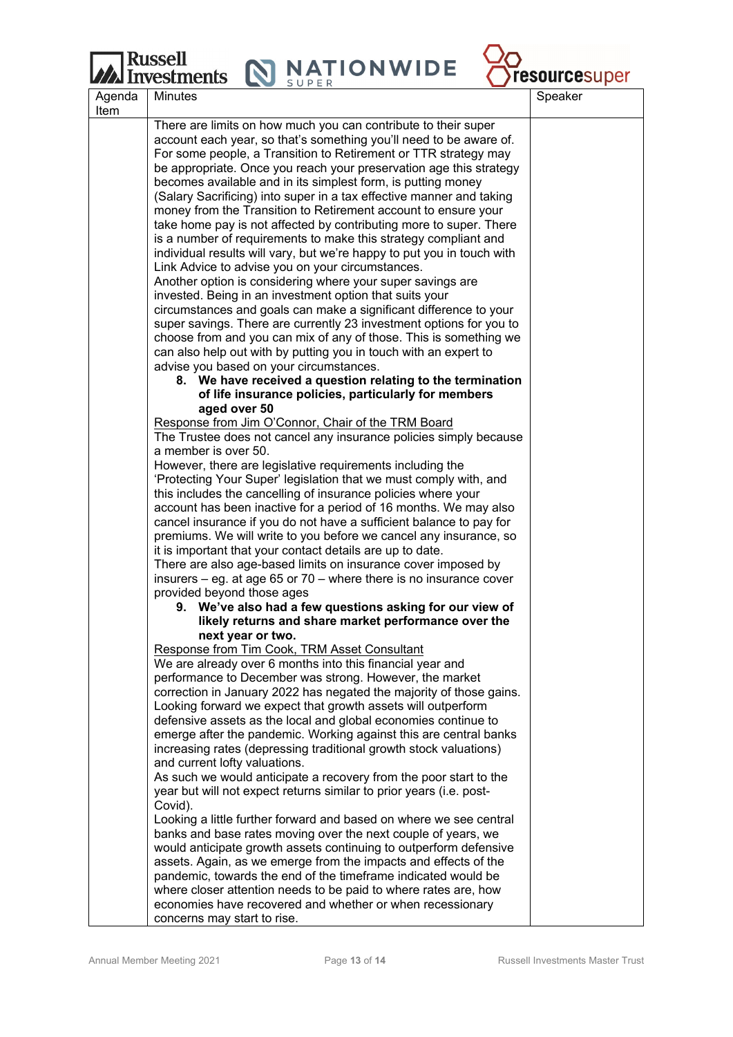| Agenda Item | Minutes | Speaker |
|---|---|---|
| | There are limits on how much you can contribute to their super account each year, so that's something you'll need to be aware of. For some people, a Transition to Retirement or TTR strategy may be appropriate. Once you reach your preservation age this strategy becomes available and in its simplest form, is putting money (Salary Sacrificing) into super in a tax effective manner and taking money from the Transition to Retirement account to ensure your take home pay is not affected by contributing more to super. There is a number of requirements to make this strategy compliant and individual results will vary, but we're happy to put you in touch with Link Advice to advise you on your circumstances.<br>Another option is considering where your super savings are invested. Being in an investment option that suits your circumstances and goals can make a significant difference to your super savings. There are currently 23 investment options for you to choose from and you can mix of any of those. This is something we can also help out with by putting you in touch with an expert to advise you based on your circumstances.<br>**8. We have received a question relating to the termination of life insurance policies, particularly for members aged over 50**<br><u>Response from Jim O'Connor, Chair of the TRM Board</u><br>The Trustee does not cancel any insurance policies simply because a member is over 50.<br>However, there are legislative requirements including the 'Protecting Your Super' legislation that we must comply with, and this includes the cancelling of insurance policies where your account has been inactive for a period of 16 months. We may also cancel insurance if you do not have a sufficient balance to pay for premiums. We will write to you before we cancel any insurance, so it is important that your contact details are up to date.<br>There are also age-based limits on insurance cover imposed by insurers – eg. at age 65 or 70 – where there is no insurance cover provided beyond those ages<br>**9. We've also had a few questions asking for our view of likely returns and share market performance over the next year or two.**<br><u>Response from Tim Cook, TRM Asset Consultant</u><br>We are already over 6 months into this financial year and performance to December was strong. However, the market correction in January 2022 has negated the majority of those gains. Looking forward we expect that growth assets will outperform defensive assets as the local and global economies continue to emerge after the pandemic. Working against this are central banks increasing rates (depressing traditional growth stock valuations) and current lofty valuations.<br>As such we would anticipate a recovery from the poor start to the year but will not expect returns similar to prior years (i.e. post-Covid).<br>Looking a little further forward and based on where we see central banks and base rates moving over the next couple of years, we would anticipate growth assets continuing to outperform defensive assets. Again, as we emerge from the impacts and effects of the pandemic, towards the end of the timeframe indicated would be where closer attention needs to be paid to where rates are, how economies have recovered and whether or when recessionary concerns may start to rise. | |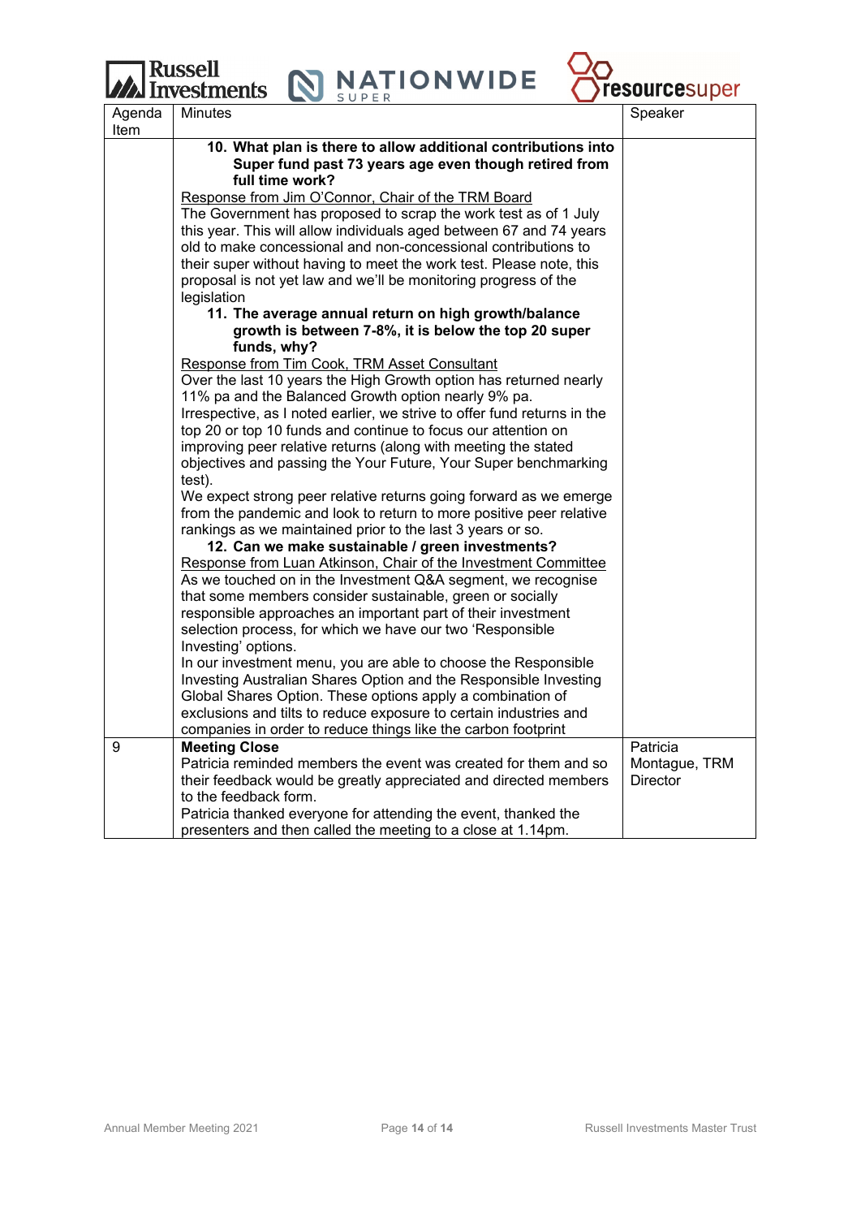| Agenda Item | Minutes | Speaker |
|---|---|---|
| | **10. What plan is there to allow additional contributions into Super fund past 73 years age even though retired from full time work?**<br>Response from Jim O'Connor, Chair of the TRM Board<br>The Government has proposed to scrap the work test as of 1 July this year. This will allow individuals aged between 67 and 74 years old to make concessional and non-concessional contributions to their super without having to meet the work test. Please note, this proposal is not yet law and we'll be monitoring progress of the legislation<br>**11. The average annual return on high growth/balance growth is between 7-8%, it is below the top 20 super funds, why?**<br>Response from Tim Cook, TRM Asset Consultant<br>Over the last 10 years the High Growth option has returned nearly 11% pa and the Balanced Growth option nearly 9% pa.<br>Irrespective, as I noted earlier, we strive to offer fund returns in the top 20 or top 10 funds and continue to focus our attention on improving peer relative returns (along with meeting the stated objectives and passing the Your Future, Your Super benchmarking test).<br>We expect strong peer relative returns going forward as we emerge from the pandemic and look to return to more positive peer relative rankings as we maintained prior to the last 3 years or so.<br>**12. Can we make sustainable / green investments?**<br>Response from Luan Atkinson, Chair of the Investment Committee<br>As we touched on in the Investment Q&A segment, we recognise that some members consider sustainable, green or socially responsible approaches an important part of their investment selection process, for which we have our two 'Responsible Investing' options.<br>In our investment menu, you are able to choose the Responsible Investing Australian Shares Option and the Responsible Investing Global Shares Option. These options apply a combination of exclusions and tilts to reduce exposure to certain industries and companies in order to reduce things like the carbon footprint | |
| 9 | **Meeting Close**<br>Patricia reminded members the event was created for them and so their feedback would be greatly appreciated and directed members to the feedback form.<br>Patricia thanked everyone for attending the event, thanked the presenters and then called the meeting to a close at 1.14pm. | Patricia Montague, TRM Director |